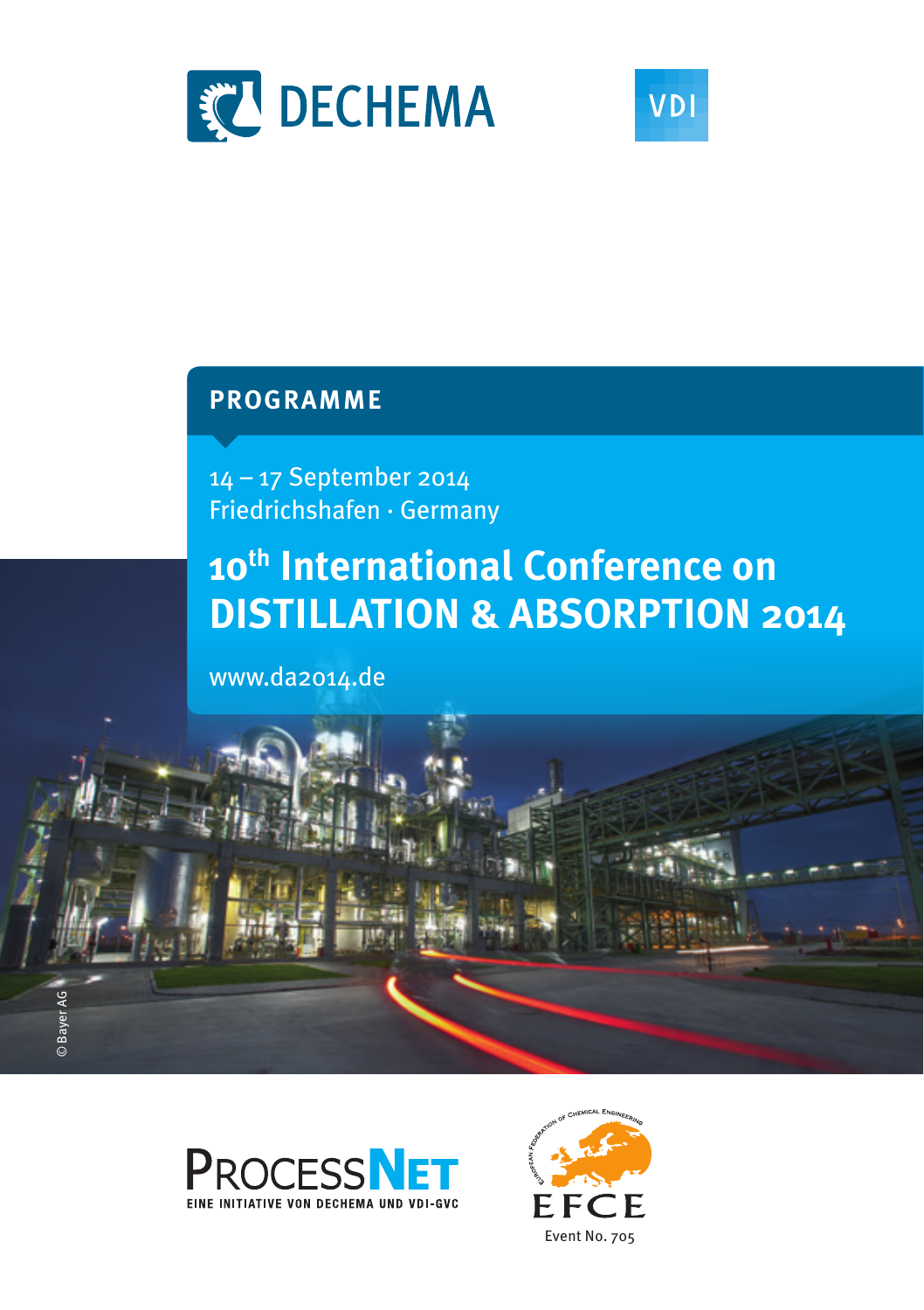DECHEMA

VDI

PROGRAMME

14 – 17 September 2014
Friedrichshafen · Germany

# 10th International Conference on DISTILLATION & ABSORPTION 2014

www.da2014.de

© Bayer AG

PROCESSNET
EINE INITIATIVE VON DECHEMA UND VDI-GVC

EUROPEAN FEDERATION OF CHEMICAL ENGINEERING
EFCE
Event No. 705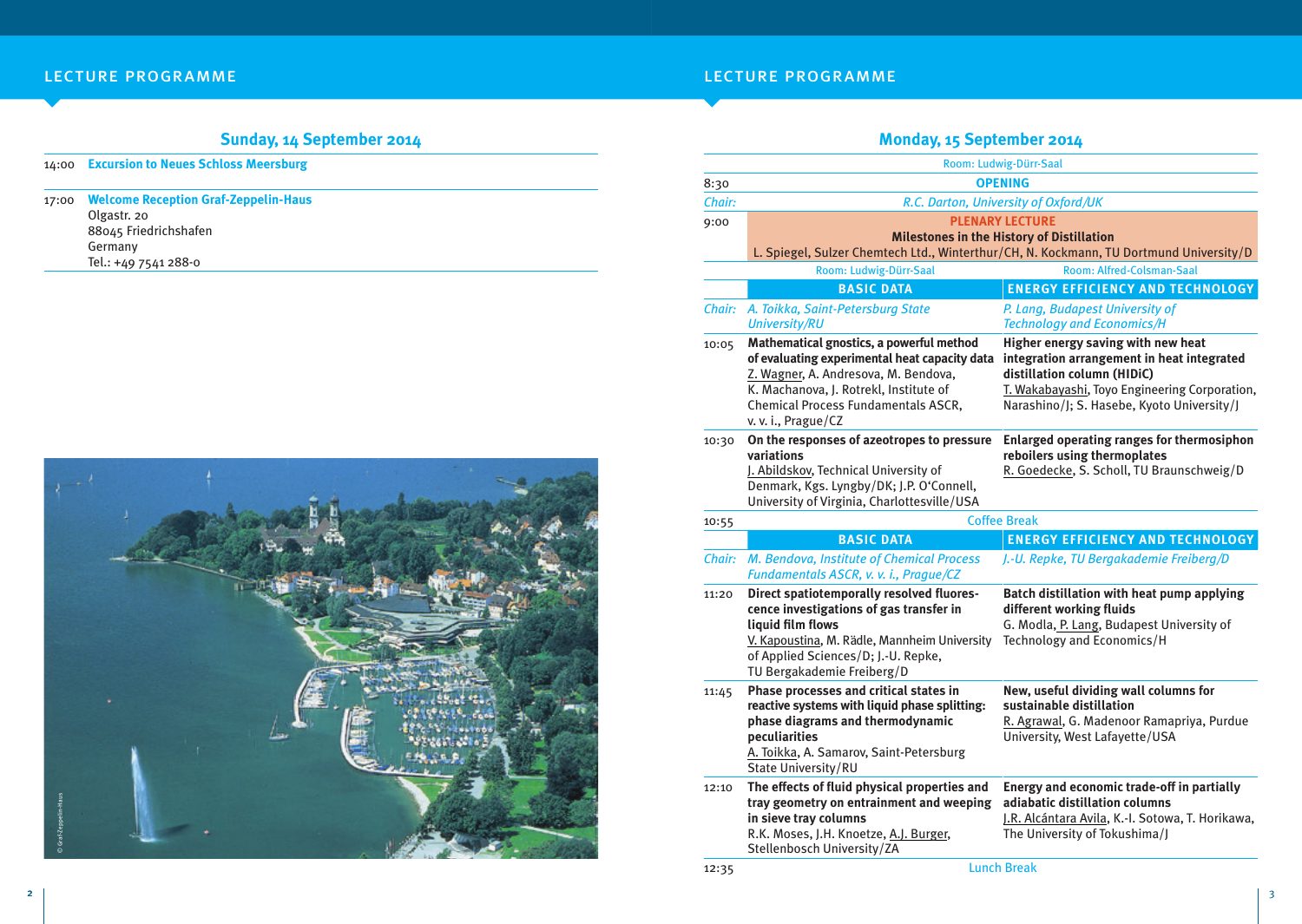## Sunday, 14 September 2014

| | |
|---|---|
| 14:00 | **Excursion to Neues Schloss Meersburg** |
| 17:00 | **Welcome Reception Graf-Zeppelin-Haus**<br>Olgastr. 20<br>88045 Friedrichshafen<br>Germany<br>Tel.: +49 7541 288-0 |

## Monday, 15 September 2014

Room: Ludwig-Dürr-Saal

| | |
|---|---|
| 8:30 | **OPENING** |
| *Chair:* | *R.C. Darton, University of Oxford/UK* |
| 9:00 | **PLENARY LECTURE**<br>**Milestones in the History of Distillation**<br>L. Spiegel, Sulzer Chemtech Ltd., Winterthur/CH, N. Kockmann, TU Dortmund University/D |

| | Room: Ludwig-Dürr-Saal | Room: Alfred-Colsman-Saal |
|---|---|---|
| | **BASIC DATA** | **ENERGY EFFICIENCY AND TECHNOLOGY** |
| *Chair:* | *A. Toikka, Saint-Petersburg State University/RU* | *P. Lang, Budapest University of Technology and Economics/H* |
| 10:05 | **Mathematical gnostics, a powerful method of evaluating experimental heat capacity data**<br>Z. Wagner, A. Andresova, M. Bendova, K. Machanova, J. Rotrekl, Institute of Chemical Process Fundamentals ASCR, v. v. i., Prague/CZ | **Higher energy saving with new heat integration arrangement in heat integrated distillation column (HIDiC)**<br>T. Wakabayashi, Toyo Engineering Corporation, Narashino/J; S. Hasebe, Kyoto University/J |
| 10:30 | **On the responses of azeotropes to pressure variations**<br>J. Abildskov, Technical University of Denmark, Kgs. Lyngby/DK; J.P. O'Connell, University of Virginia, Charlottesville/USA | **Enlarged operating ranges for thermosiphon reboilers using thermoplates**<br>R. Goedecke, S. Scholl, TU Braunschweig/D |
| 10:55 | Coffee Break | |
| | **BASIC DATA** | **ENERGY EFFICIENCY AND TECHNOLOGY** |
| *Chair:* | *M. Bendova, Institute of Chemical Process Fundamentals ASCR, v. v. i., Prague/CZ* | *J.-U. Repke, TU Bergakademie Freiberg/D* |
| 11:20 | **Direct spatiotemporally resolved fluorescence investigations of gas transfer in liquid film flows**<br>V. Kapoustina, M. Rädle, Mannheim University of Applied Sciences/D; J.-U. Repke, TU Bergakademie Freiberg/D | **Batch distillation with heat pump applying different working fluids**<br>G. Modla, P. Lang, Budapest University of Technology and Economics/H |
| 11:45 | **Phase processes and critical states in reactive systems with liquid phase splitting: phase diagrams and thermodynamic peculiarities**<br>A. Toikka, A. Samarov, Saint-Petersburg State University/RU | **New, useful dividing wall columns for sustainable distillation**<br>R. Agrawal, G. Madenoor Ramapriya, Purdue University, West Lafayette/USA |
| 12:10 | **The effects of fluid physical properties and tray geometry on entrainment and weeping in sieve tray columns**<br>R.K. Moses, J.H. Knoetze, A.J. Burger, Stellenbosch University/ZA | **Energy and economic trade-off in partially adiabatic distillation columns**<br>J.R. Alcántara Avila, K.-I. Sotowa, T. Horikawa, The University of Tokushima/J |
| 12:35 | Lunch Break | |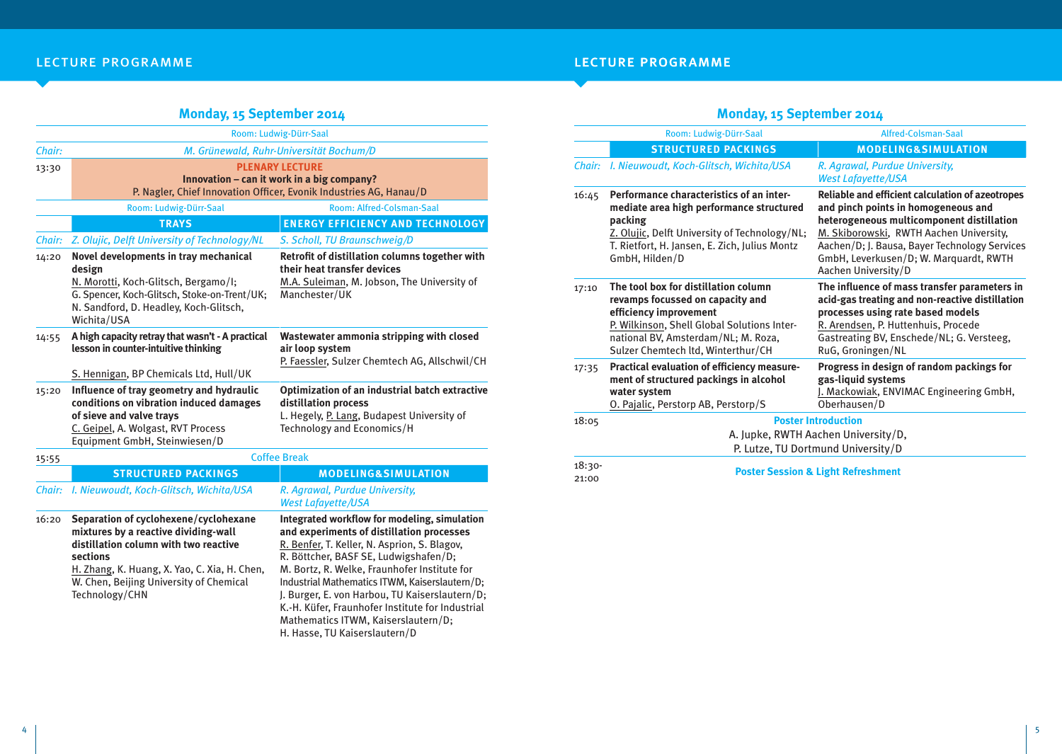## LECTURE PROGRAMME

### Monday, 15 September 2014

Room: Ludwig-Dürr-Saal

*Chair: M. Grünewald, Ruhr-Universität Bochum/D*

**13:30 — PLENARY LECTURE**
**Innovation – can it work in a big company?**
P. Nagler, Chief Innovation Officer, Evonik Industries AG, Hanau/D

| | Room: Ludwig-Dürr-Saal | Room: Alfred-Colsman-Saal |
|---|---|---|
| | **TRAYS** | **ENERGY EFFICIENCY AND TECHNOLOGY** |
| *Chair:* | *Z. Olujic, Delft University of Technology/NL* | *S. Scholl, TU Braunschweig/D* |
| 14:20 | **Novel developments in tray mechanical design**<br>N. Morotti, Koch-Glitsch, Bergamo/I; G. Spencer, Koch-Glitsch, Stoke-on-Trent/UK; N. Sandford, D. Headley, Koch-Glitsch, Wichita/USA | **Retrofit of distillation columns together with their heat transfer devices**<br>M.A. Suleiman, M. Jobson, The University of Manchester/UK |
| 14:55 | **A high capacity retray that wasn't - A practical lesson in counter-intuitive thinking**<br>S. Hennigan, BP Chemicals Ltd, Hull/UK | **Wastewater ammonia stripping with closed air loop system**<br>P. Faessler, Sulzer Chemtech AG, Allschwil/CH |
| 15:20 | **Influence of tray geometry and hydraulic conditions on vibration induced damages of sieve and valve trays**<br>C. Geipel, A. Wolgast, RVT Process Equipment GmbH, Steinwiesen/D | **Optimization of an industrial batch extractive distillation process**<br>L. Hegely, P. Lang, Budapest University of Technology and Economics/H |
| 15:55 | Coffee Break | |
| | **STRUCTURED PACKINGS** | **MODELING&SIMULATION** |
| *Chair:* | *I. Nieuwoudt, Koch-Glitsch, Wichita/USA* | *R. Agrawal, Purdue University, West Lafayette/USA* |
| 16:20 | **Separation of cyclohexene/cyclohexane mixtures by a reactive dividing-wall distillation column with two reactive sections**<br>H. Zhang, K. Huang, X. Yao, C. Xia, H. Chen, W. Chen, Beijing University of Chemical Technology/CHN | **Integrated workflow for modeling, simulation and experiments of distillation processes**<br>R. Benfer, T. Keller, N. Asprion, S. Blagov, R. Böttcher, BASF SE, Ludwigshafen/D; M. Bortz, R. Welke, Fraunhofer Institute for Industrial Mathematics ITWM, Kaiserslautern/D; J. Burger, E. von Harbou, TU Kaiserslautern/D; K.-H. Küfer, Fraunhofer Institute for Industrial Mathematics ITWM, Kaiserslautern/D; H. Hasse, TU Kaiserslautern/D |

### Monday, 15 September 2014

| | Room: Ludwig-Dürr-Saal | Alfred-Colsman-Saal |
|---|---|---|
| | **STRUCTURED PACKINGS** | **MODELING&SIMULATION** |
| *Chair:* | *I. Nieuwoudt, Koch-Glitsch, Wichita/USA* | *R. Agrawal, Purdue University, West Lafayette/USA* |
| 16:45 | **Performance characteristics of an intermediate area high performance structured packing**<br>Z. Olujic, Delft University of Technology/NL; T. Rietfort, H. Jansen, E. Zich, Julius Montz GmbH, Hilden/D | **Reliable and efficient calculation of azeotropes and pinch points in homogeneous and heterogeneous multicomponent distillation**<br>M. Skiborowski, RWTH Aachen University, Aachen/D; J. Bausa, Bayer Technology Services GmbH, Leverkusen/D; W. Marquardt, RWTH Aachen University/D |
| 17:10 | **The tool box for distillation column revamps focussed on capacity and efficiency improvement**<br>P. Wilkinson, Shell Global Solutions International BV, Amsterdam/NL; M. Roza, Sulzer Chemtech ltd, Winterthur/CH | **The influence of mass transfer parameters in acid-gas treating and non-reactive distillation processes using rate based models**<br>R. Arendsen, P. Huttenhuis, Procede Gastreating BV, Enschede/NL; G. Versteeg, RuG, Groningen/NL |
| 17:35 | **Practical evaluation of efficiency measurement of structured packings in alcohol water system**<br>O. Pajalic, Perstorp AB, Perstorp/S | **Progress in design of random packings for gas-liquid systems**<br>J. Mackowiak, ENVIMAC Engineering GmbH, Oberhausen/D |
| 18:05 | **Poster Introduction**<br>A. Jupke, RWTH Aachen University/D, P. Lutze, TU Dortmund University/D | |
| 18:30-21:00 | **Poster Session & Light Refreshment** | |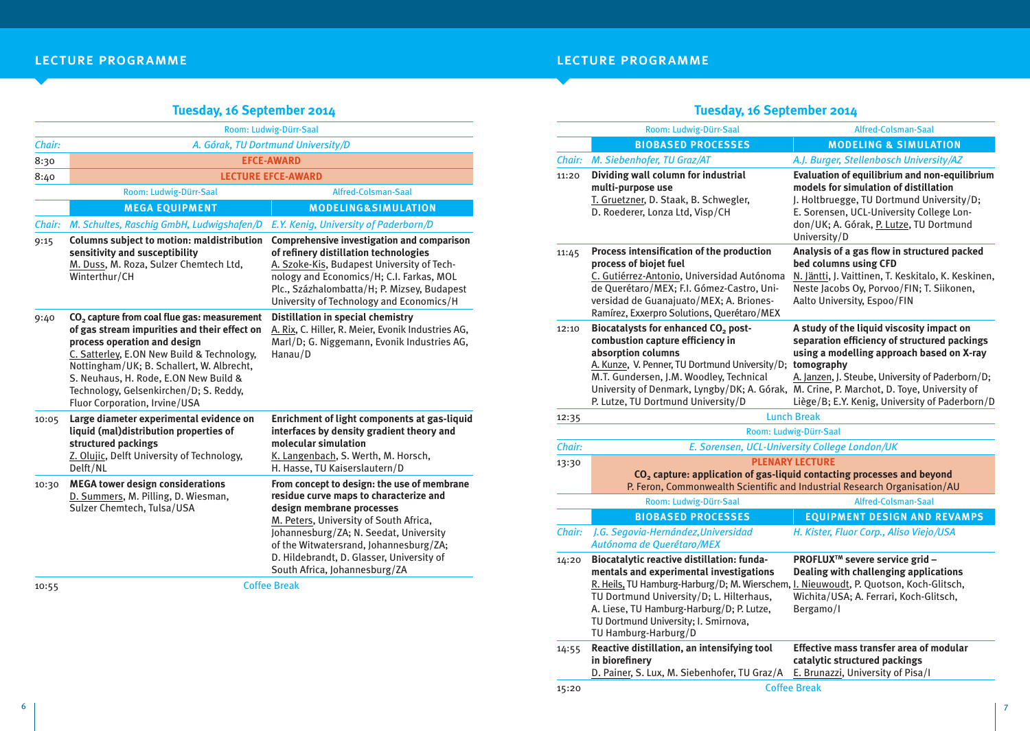## LECTURE PROGRAMME

### Tuesday, 16 September 2014

| | Room: Ludwig-Dürr-Saal | |
|---|---|---|
| *Chair:* | *A. Górak, TU Dortmund University/D* | |
| 8:30 | **EFCE-AWARD** | |
| 8:40 | **LECTURE EFCE-AWARD** | |
| | Room: Ludwig-Dürr-Saal | Alfred-Colsman-Saal |
| | **MEGA EQUIPMENT** | **MODELING&SIMULATION** |
| *Chair:* | *M. Schultes, Raschig GmbH, Ludwigshafen/D* | *E.Y. Kenig, University of Paderborn/D* |
| 9:15 | **Columns subject to motion: maldistribution sensitivity and susceptibility**<br>M. Duss, M. Roza, Sulzer Chemtech Ltd, Winterthur/CH | **Comprehensive investigation and comparison of refinery distillation technologies**<br>A. Szoke-Kis, Budapest University of Technology and Economics/H; C.I. Farkas, MOL Plc., Százhalombatta/H; P. Mizsey, Budapest University of Technology and Economics/H |
| 9:40 | **$CO_2$ capture from coal flue gas: measurement of gas stream impurities and their effect on process operation and design**<br>C. Satterley, E.ON New Build & Technology, Nottingham/UK; B. Schallert, W. Albrecht, S. Neuhaus, H. Rode, E.ON New Build & Technology, Gelsenkirchen/D; S. Reddy, Fluor Corporation, Irvine/USA | **Distillation in special chemistry**<br>A. Rix, C. Hiller, R. Meier, Evonik Industries AG, Marl/D; G. Niggemann, Evonik Industries AG, Hanau/D |
| 10:05 | **Large diameter experimental evidence on liquid (mal)distribution properties of structured packings**<br>Z. Olujic, Delft University of Technology, Delft/NL | **Enrichment of light components at gas-liquid interfaces by density gradient theory and molecular simulation**<br>K. Langenbach, S. Werth, M. Horsch, H. Hasse, TU Kaiserslautern/D |
| 10:30 | **MEGA tower design considerations**<br>D. Summers, M. Pilling, D. Wiesman, Sulzer Chemtech, Tulsa/USA | **From concept to design: the use of membrane residue curve maps to characterize and design membrane processes**<br>M. Peters, University of South Africa, Johannesburg/ZA; N. Seedat, University of the Witwatersrand, Johannesburg/ZA; D. Hildebrandt, D. Glasser, University of South Africa, Johannesburg/ZA |
| 10:55 | Coffee Break | |

## LECTURE PROGRAMME

### Tuesday, 16 September 2014

| | Room: Ludwig-Dürr-Saal | Alfred-Colsman-Saal |
|---|---|---|
| | **BIOBASED PROCESSES** | **MODELING & SIMULATION** |
| *Chair:* | *M. Siebenhofer, TU Graz/AT* | *A.J. Burger, Stellenbosch University/AZ* |
| 11:20 | **Dividing wall column for industrial multi-purpose use**<br>T. Gruetzner, D. Staak, B. Schwegler, D. Roederer, Lonza Ltd, Visp/CH | **Evaluation of equilibrium and non-equilibrium models for simulation of distillation**<br>J. Holtbruegge, TU Dortmund University/D; E. Sorensen, UCL-University College London/UK; A. Górak, P. Lutze, TU Dortmund University/D |
| 11:45 | **Process intensification of the production process of biojet fuel**<br>C. Gutiérrez-Antonio, Universidad Autónoma de Querétaro/MEX; F.I. Gómez-Castro, Universidad de Guanajuato/MEX; A. Briones-Ramírez, Exxerpro Solutions, Querétaro/MEX | **Analysis of a gas flow in structured packed bed columns using CFD**<br>N. Jäntti, J. Vaittinen, T. Keskitalo, K. Keskinen, Neste Jacobs Oy, Porvoo/FIN; T. Siikonen, Aalto University, Espoo/FIN |
| 12:10 | **Biocatalysts for enhanced $CO_2$ post-combustion capture efficiency in absorption columns**<br>A. Kunze, V. Penner, TU Dortmund University/D; M.T. Gundersen, J.M. Woodley, Technical University of Denmark, Lyngby/DK; A. Górak, P. Lutze, TU Dortmund University/D | **A study of the liquid viscosity impact on separation efficiency of structured packings using a modelling approach based on X-ray tomography**<br>A. Janzen, J. Steube, University of Paderborn/D; M. Crine, P. Marchot, D. Toye, University of Liège/B; E.Y. Kenig, University of Paderborn/D |
| 12:35 | Lunch Break | |
| | Room: Ludwig-Dürr-Saal | |
| *Chair:* | *E. Sorensen, UCL-University College London/UK* | |
| 13:30 | **PLENARY LECTURE**<br>**$CO_2$ capture: application of gas-liquid contacting processes and beyond**<br>P. Feron, Commonwealth Scientific and Industrial Research Organisation/AU | |
| | Room: Ludwig-Dürr-Saal | Alfred-Colsman-Saal |
| | **BIOBASED PROCESSES** | **EQUIPMENT DESIGN AND REVAMPS** |
| *Chair:* | *J.G. Segovia-Hernández, Universidad Autónoma de Querétaro/MEX* | *H. Kister, Fluor Corp., Aliso Viejo/USA* |
| 14:20 | **Biocatalytic reactive distillation: fundamentals and experimental investigations**<br>R. Heils, TU Hamburg-Harburg/D; M. Wierschem, TU Dortmund University/D; L. Hilterhaus, A. Liese, TU Hamburg-Harburg/D; P. Lutze, TU Dortmund University; I. Smirnova, TU Hamburg-Harburg/D | **PROFLUX™ severe service grid – Dealing with challenging applications**<br>I. Nieuwoudt, P. Quotson, Koch-Glitsch, Wichita/USA; A. Ferrari, Koch-Glitsch, Bergamo/I |
| 14:55 | **Reactive distillation, an intensifying tool in biorefinery**<br>D. Painer, S. Lux, M. Siebenhofer, TU Graz/A | **Effective mass transfer area of modular catalytic structured packings**<br>E. Brunazzi, University of Pisa/I |
| 15:20 | Coffee Break | |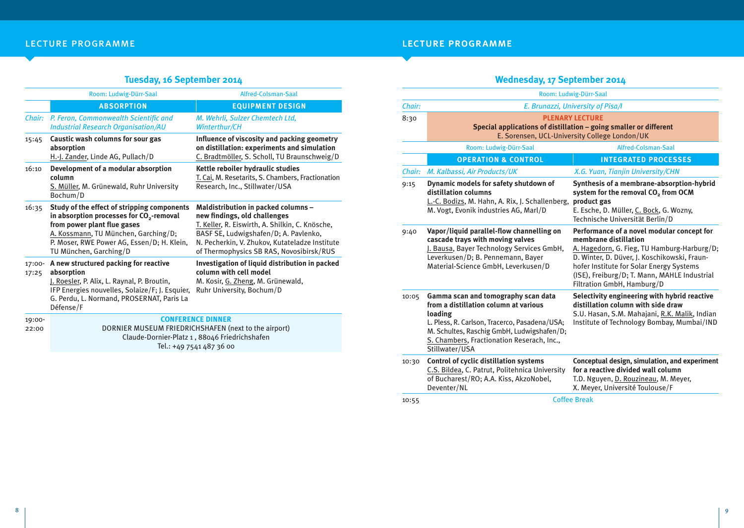## LECTURE PROGRAMME

### Tuesday, 16 September 2014

| | Room: Ludwig-Dürr-Saal | Alfred-Colsman-Saal |
|---|---|---|
| | **ABSORPTION** | **EQUIPMENT DESIGN** |
| *Chair:* | *P. Feron, Commonwealth Scientific and Industrial Research Organisation/AU* | *M. Wehrli, Sulzer Chemtech Ltd, Winterthur/CH* |
| 15:45 | **Caustic wash columns for sour gas absorption** H.-J. Zander, Linde AG, Pullach/D | **Influence of viscosity and packing geometry on distillation: experiments and simulation** C. Bradtmöller, S. Scholl, TU Braunschweig/D |
| 16:10 | **Development of a modular absorption column** S. Müller, M. Grünewald, Ruhr University Bochum/D | **Kettle reboiler hydraulic studies** T. Cai, M. Resetarits, S. Chambers, Fractionation Research, Inc., Stillwater/USA |
| 16:35 | **Study of the effect of stripping components in absorption processes for $CO_2$-removal from power plant flue gases** A. Kossmann, TU München, Garching/D; P. Moser, RWE Power AG, Essen/D; H. Klein, TU München, Garching/D | **Maldistribution in packed columns – new findings, old challenges** T. Keller, R. Eiswirth, A. Shilkin, C. Knösche, BASF SE, Ludwigshafen/D; A. Pavlenko, N. Pecherkin, V. Zhukov, Kutateladze Institute of Thermophysics SB RAS, Novosibirsk/RUS |
| 17:00-17:25 | **A new structured packing for reactive absorption** J. Roesler, P. Alix, L. Raynal, P. Broutin, IFP Energies nouvelles, Solaize/F; J. Esquier, G. Perdu, L. Normand, PROSERNAT, Paris La Défense/F | **Investigation of liquid distribution in packed column with cell model** M. Kosir, G. Zheng, M. Grünewald, Ruhr University, Bochum/D |
| 19:00-22:00 | **CONFERENCE DINNER** DORNIER MUSEUM FRIEDRICHSHAFEN (next to the airport) Claude-Dornier-Platz 1, 88046 Friedrichshafen Tel.: +49 7541 487 36 00 | |

## LECTURE PROGRAMME

### Wednesday, 17 September 2014

| | Room: Ludwig-Dürr-Saal | |
|---|---|---|
| *Chair:* | *E. Brunazzi, University of Pisa/I* | |
| 8:30 | **PLENARY LECTURE** **Special applications of distillation – going smaller or different** E. Sorensen, UCL-University College London/UK | |
| | Room: Ludwig-Dürr-Saal | Alfred-Colsman-Saal |
| | **OPERATION & CONTROL** | **INTEGRATED PROCESSES** |
| *Chair:* | *M. Kalbassi, Air Products/UK* | *X.G. Yuan, Tianjin University/CHN* |
| 9:15 | **Dynamic models for safety shutdown of distillation columns** L.-C. Bodizs, M. Hahn, A. Rix, J. Schallenberg, M. Vogt, Evonik industries AG, Marl/D | **Synthesis of a membrane-absorption-hybrid system for the removal $CO_2$ from OCM product gas** E. Esche, D. Müller, C. Bock, G. Wozny, Technische Universität Berlin/D |
| 9:40 | **Vapor/liquid parallel-flow channelling on cascade trays with moving valves** J. Bausa, Bayer Technology Services GmbH, Leverkusen/D; B. Pennemann, Bayer Material-Science GmbH, Leverkusen/D | **Performance of a novel modular concept for membrane distillation** A. Hagedorn, G. Fieg, TU Hamburg-Harburg/D; D. Winter, D. Düver, J. Koschikowski, Fraunhofer Institute for Solar Energy Systems (ISE), Freiburg/D; T. Mann, MAHLE Industrial Filtration GmbH, Hamburg/D |
| 10:05 | **Gamma scan and tomography scan data from a distillation column at various loading** L. Pless, R. Carlson, Tracerco, Pasadena/USA; M. Schultes, Raschig GmbH, Ludwigshafen/D; S. Chambers, Fractionation Reserach, Inc., Stillwater/USA | **Selectivity engineering with hybrid reactive distillation column with side draw** S.U. Hasan, S.M. Mahajani, R.K. Malik, Indian Institute of Technology Bombay, Mumbai/IND |
| 10:30 | **Control of cyclic distillation systems** C.S. Bildea, C. Patrut, Politehnica University of Bucharest/RO; A.A. Kiss, AkzoNobel, Deventer/NL | **Conceptual design, simulation, and experiment for a reactive divided wall column** T.D. Nguyen, D. Rouzineau, M. Meyer, X. Meyer, Université Toulouse/F |
| 10:55 | Coffee Break | |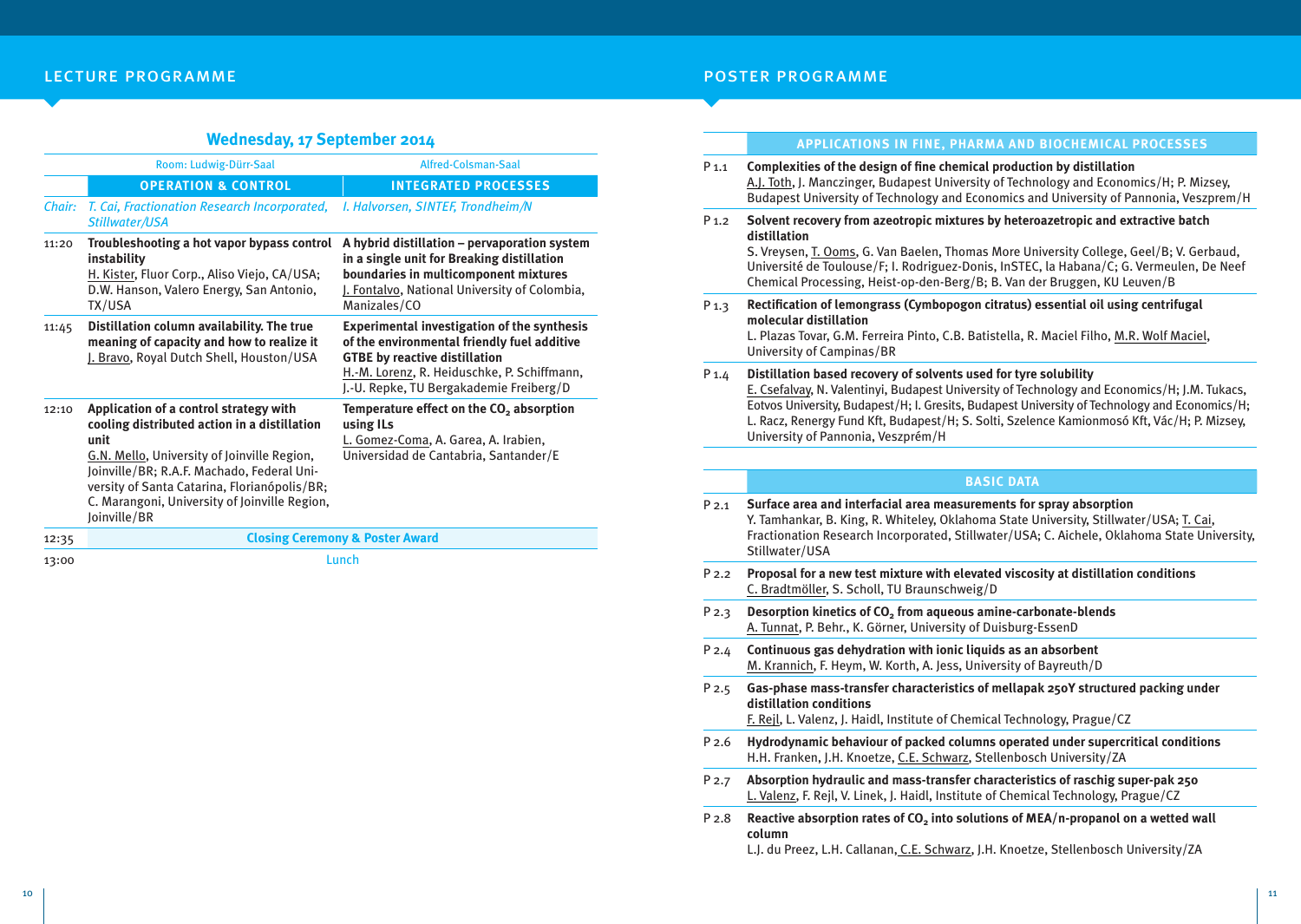## LECTURE PROGRAMME

### Wednesday, 17 September 2014

| | Room: Ludwig-Dürr-Saal | Alfred-Colsman-Saal |
|---|---|---|
| | **OPERATION & CONTROL** | **INTEGRATED PROCESSES** |
| *Chair:* | *T. Cai, Fractionation Research Incorporated, Stillwater/USA* | *I. Halvorsen, SINTEF, Trondheim/N* |
| 11:20 | **Troubleshooting a hot vapor bypass control instability** H. Kister, Fluor Corp., Aliso Viejo, CA/USA; D.W. Hanson, Valero Energy, San Antonio, TX/USA | **A hybrid distillation – pervaporation system in a single unit for Breaking distillation boundaries in multicomponent mixtures** J. Fontalvo, National University of Colombia, Manizales/CO |
| 11:45 | **Distillation column availability. The true meaning of capacity and how to realize it** J. Bravo, Royal Dutch Shell, Houston/USA | **Experimental investigation of the synthesis of the environmental friendly fuel additive GTBE by reactive distillation** H.-M. Lorenz, R. Heiduschke, P. Schiffmann, J.-U. Repke, TU Bergakademie Freiberg/D |
| 12:10 | **Application of a control strategy with cooling distributed action in a distillation unit** G.N. Mello, University of Joinville Region, Joinville/BR; R.A.F. Machado, Federal University of Santa Catarina, Florianópolis/BR; C. Marangoni, University of Joinville Region, Joinville/BR | **Temperature effect on the $CO_2$ absorption using ILs** L. Gomez-Coma, A. Garea, A. Irabien, Universidad de Cantabria, Santander/E |
| 12:35 | **Closing Ceremony & Poster Award** | |
| 13:00 | Lunch | |

## POSTER PROGRAMME

### APPLICATIONS IN FINE, PHARMA AND BIOCHEMICAL PROCESSES

**P 1.1 Complexities of the design of fine chemical production by distillation**
A.J. Toth, J. Manczinger, Budapest University of Technology and Economics/H; P. Mizsey, Budapest University of Technology and Economics and University of Pannonia, Veszprem/H

**P 1.2 Solvent recovery from azeotropic mixtures by heteroazetropic and extractive batch distillation**
S. Vreysen, T. Ooms, G. Van Baelen, Thomas More University College, Geel/B; V. Gerbaud, Université de Toulouse/F; I. Rodriguez-Donis, InSTEC, la Habana/C; G. Vermeulen, De Neef Chemical Processing, Heist-op-den-Berg/B; B. Van der Bruggen, KU Leuven/B

**P 1.3 Rectification of lemongrass (Cymbopogon citratus) essential oil using centrifugal molecular distillation**
L. Plazas Tovar, G.M. Ferreira Pinto, C.B. Batistella, R. Maciel Filho, M.R. Wolf Maciel, University of Campinas/BR

**P 1.4 Distillation based recovery of solvents used for tyre solubility**
E. Csefalvay, N. Valentinyi, Budapest University of Technology and Economics/H; J.M. Tukacs, Eotvos University, Budapest/H; I. Gresits, Budapest University of Technology and Economics/H; L. Racz, Renergy Fund Kft, Budapest/H; S. Solti, Szelence Kamionmosó Kft, Vác/H; P. Mizsey, University of Pannonia, Veszprém/H

### BASIC DATA

**P 2.1 Surface area and interfacial area measurements for spray absorption**
Y. Tamhankar, B. King, R. Whiteley, Oklahoma State University, Stillwater/USA; T. Cai, Fractionation Research Incorporated, Stillwater/USA; C. Aichele, Oklahoma State University, Stillwater/USA

**P 2.2 Proposal for a new test mixture with elevated viscosity at distillation conditions**
C. Bradtmöller, S. Scholl, TU Braunschweig/D

**P 2.3 Desorption kinetics of $CO_2$ from aqueous amine-carbonate-blends**
A. Tunnat, P. Behr., K. Görner, University of Duisburg-EssenD

**P 2.4 Continuous gas dehydration with ionic liquids as an absorbent**
M. Krannich, F. Heym, W. Korth, A. Jess, University of Bayreuth/D

**P 2.5 Gas-phase mass-transfer characteristics of mellapak 250Y structured packing under distillation conditions**
F. Rejl, L. Valenz, J. Haidl, Institute of Chemical Technology, Prague/CZ

**P 2.6 Hydrodynamic behaviour of packed columns operated under supercritical conditions**
H.H. Franken, J.H. Knoetze, C.E. Schwarz, Stellenbosch University/ZA

**P 2.7 Absorption hydraulic and mass-transfer characteristics of raschig super-pak 250**
L. Valenz, F. Rejl, V. Linek, J. Haidl, Institute of Chemical Technology, Prague/CZ

**P 2.8 Reactive absorption rates of $CO_2$ into solutions of MEA/n-propanol on a wetted wall column**
L.J. du Preez, L.H. Callanan, C.E. Schwarz, J.H. Knoetze, Stellenbosch University/ZA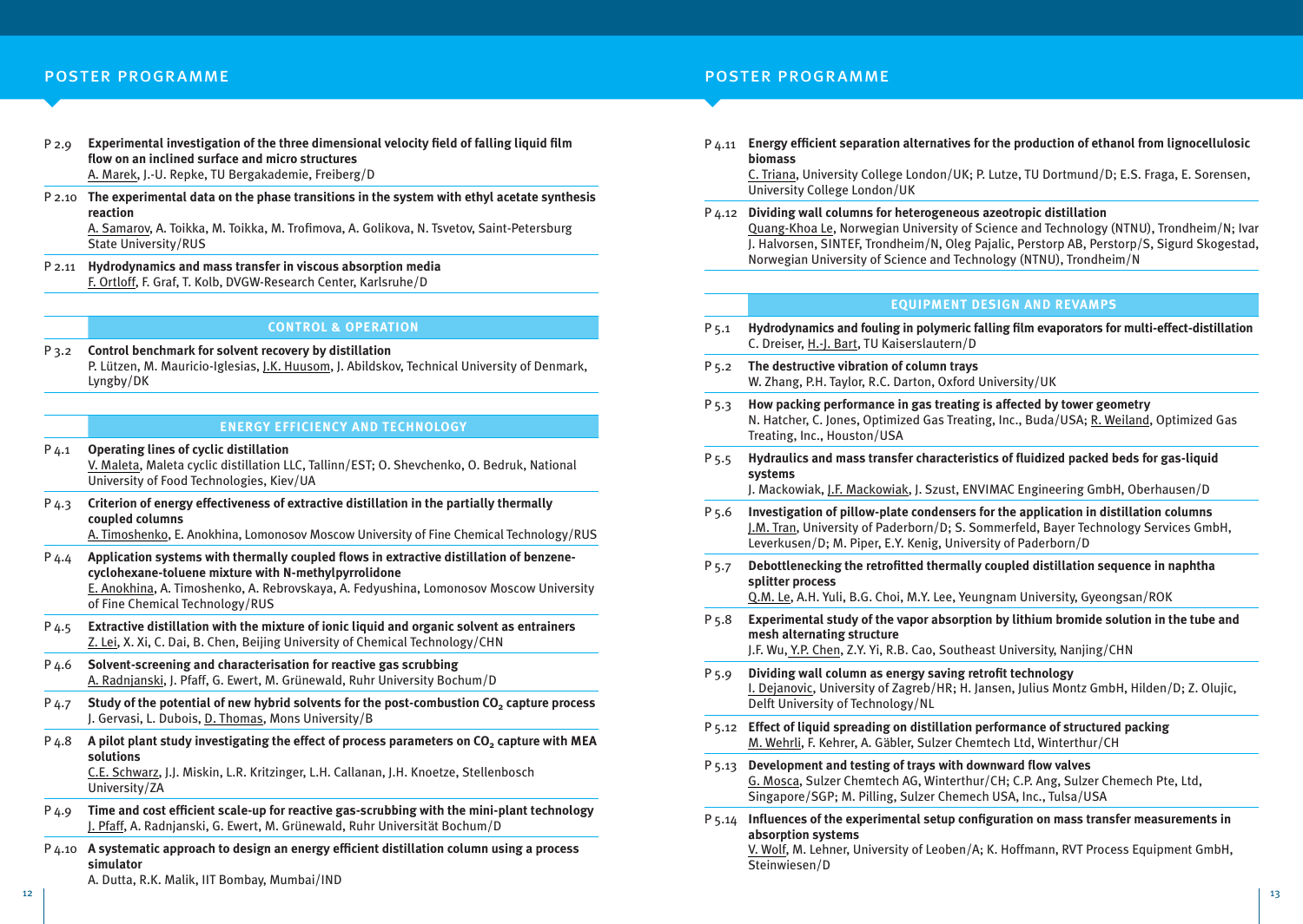## POSTER PROGRAMME

**P 2.9 Experimental investigation of the three dimensional velocity field of falling liquid film flow on an inclined surface and micro structures**
A. Marek, J.-U. Repke, TU Bergakademie, Freiberg/D

**P 2.10 The experimental data on the phase transitions in the system with ethyl acetate synthesis reaction**
A. Samarov, A. Toikka, M. Toikka, M. Trofimova, A. Golikova, N. Tsvetov, Saint-Petersburg State University/RUS

**P 2.11 Hydrodynamics and mass transfer in viscous absorption media**
F. Ortloff, F. Graf, T. Kolb, DVGW-Research Center, Karlsruhe/D

### CONTROL & OPERATION

**P 3.2 Control benchmark for solvent recovery by distillation**
P. Lützen, M. Mauricio-Iglesias, J.K. Huusom, J. Abildskov, Technical University of Denmark, Lyngby/DK

### ENERGY EFFICIENCY AND TECHNOLOGY

**P 4.1 Operating lines of cyclic distillation**
V. Maleta, Maleta cyclic distillation LLC, Tallinn/EST; O. Shevchenko, O. Bedruk, National University of Food Technologies, Kiev/UA

**P 4.3 Criterion of energy effectiveness of extractive distillation in the partially thermally coupled columns**
A. Timoshenko, E. Anokhina, Lomonosov Moscow University of Fine Chemical Technology/RUS

**P 4.4 Application systems with thermally coupled flows in extractive distillation of benzene-cyclohexane-toluene mixture with N-methylpyrrolidone**
E. Anokhina, A. Timoshenko, A. Rebrovskaya, A. Fedyushina, Lomonosov Moscow University of Fine Chemical Technology/RUS

**P 4.5 Extractive distillation with the mixture of ionic liquid and organic solvent as entrainers**
Z. Lei, X. Xi, C. Dai, B. Chen, Beijing University of Chemical Technology/CHN

**P 4.6 Solvent-screening and characterisation for reactive gas scrubbing**
A. Radnjanski, J. Pfaff, G. Ewert, M. Grünewald, Ruhr University Bochum/D

**P 4.7 Study of the potential of new hybrid solvents for the post-combustion $CO_2$ capture process**
J. Gervasi, L. Dubois, D. Thomas, Mons University/B

**P 4.8 A pilot plant study investigating the effect of process parameters on $CO_2$ capture with MEA solutions**
C.E. Schwarz, J.J. Miskin, L.R. Kritzinger, L.H. Callanan, J.H. Knoetze, Stellenbosch University/ZA

**P 4.9 Time and cost efficient scale-up for reactive gas-scrubbing with the mini-plant technology**
J. Pfaff, A. Radnjanski, G. Ewert, M. Grünewald, Ruhr Universität Bochum/D

**P 4.10 A systematic approach to design an energy efficient distillation column using a process simulator**
A. Dutta, R.K. Malik, IIT Bombay, Mumbai/IND

**P 4.11 Energy efficient separation alternatives for the production of ethanol from lignocellulosic biomass**
C. Triana, University College London/UK; P. Lutze, TU Dortmund/D; E.S. Fraga, E. Sorensen, University College London/UK

**P 4.12 Dividing wall columns for heterogeneous azeotropic distillation**
Quang-Khoa Le, Norwegian University of Science and Technology (NTNU), Trondheim/N; Ivar J. Halvorsen, SINTEF, Trondheim/N, Oleg Pajalic, Perstorp AB, Perstorp/S, Sigurd Skogestad, Norwegian University of Science and Technology (NTNU), Trondheim/N

### EQUIPMENT DESIGN AND REVAMPS

**P 5.1 Hydrodynamics and fouling in polymeric falling film evaporators for multi-effect-distillation**
C. Dreiser, H.-J. Bart, TU Kaiserslautern/D

**P 5.2 The destructive vibration of column trays**
W. Zhang, P.H. Taylor, R.C. Darton, Oxford University/UK

**P 5.3 How packing performance in gas treating is affected by tower geometry**
N. Hatcher, C. Jones, Optimized Gas Treating, Inc., Buda/USA; R. Weiland, Optimized Gas Treating, Inc., Houston/USA

**P 5.5 Hydraulics and mass transfer characteristics of fluidized packed beds for gas-liquid systems**
J. Mackowiak, J.F. Mackowiak, J. Szust, ENVIMAC Engineering GmbH, Oberhausen/D

**P 5.6 Investigation of pillow-plate condensers for the application in distillation columns**
J.M. Tran, University of Paderborn/D; S. Sommerfeld, Bayer Technology Services GmbH, Leverkusen/D; M. Piper, E.Y. Kenig, University of Paderborn/D

**P 5.7 Debottlenecking the retrofitted thermally coupled distillation sequence in naphtha splitter process**
Q.M. Le, A.H. Yuli, B.G. Choi, M.Y. Lee, Yeungnam University, Gyeongsan/ROK

**P 5.8 Experimental study of the vapor absorption by lithium bromide solution in the tube and mesh alternating structure**
J.F. Wu, Y.P. Chen, Z.Y. Yi, R.B. Cao, Southeast University, Nanjing/CHN

**P 5.9 Dividing wall column as energy saving retrofit technology**
I. Dejanovic, University of Zagreb/HR; H. Jansen, Julius Montz GmbH, Hilden/D; Z. Olujic, Delft University of Technology/NL

**P 5.12 Effect of liquid spreading on distillation performance of structured packing**
M. Wehrli, F. Kehrer, A. Gäbler, Sulzer Chemtech Ltd, Winterthur/CH

**P 5.13 Development and testing of trays with downward flow valves**
G. Mosca, Sulzer Chemtech AG, Winterthur/CH; C.P. Ang, Sulzer Chemech Pte, Ltd, Singapore/SGP; M. Pilling, Sulzer Chemech USA, Inc., Tulsa/USA

**P 5.14 Influences of the experimental setup configuration on mass transfer measurements in absorption systems**
V. Wolf, M. Lehner, University of Leoben/A; K. Hoffmann, RVT Process Equipment GmbH, Steinwiesen/D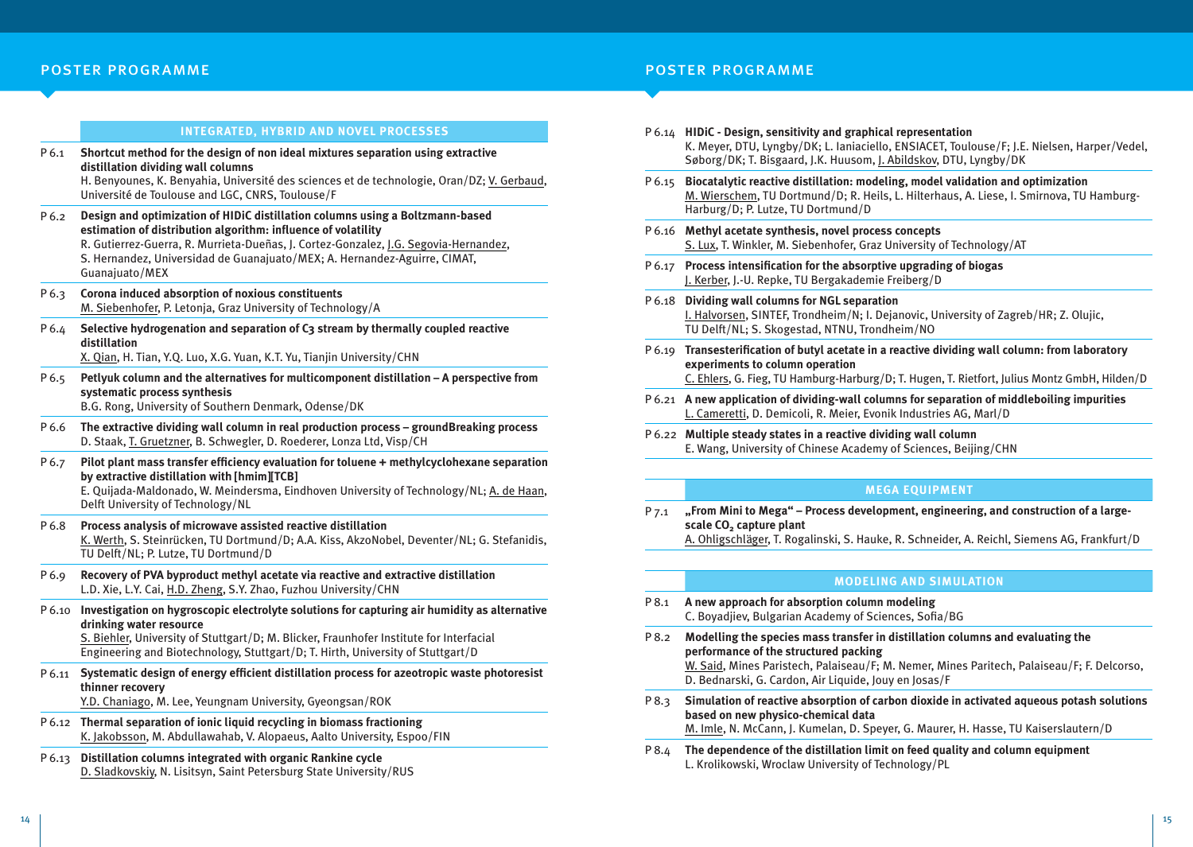# POSTER PROGRAMME

## INTEGRATED, HYBRID AND NOVEL PROCESSES

**P 6.1 Shortcut method for the design of non ideal mixtures separation using extractive distillation dividing wall columns**
H. Benyounes, K. Benyahia, Université des sciences et de technologie, Oran/DZ; V. Gerbaud, Université de Toulouse and LGC, CNRS, Toulouse/F

**P 6.2 Design and optimization of HIDiC distillation columns using a Boltzmann-based estimation of distribution algorithm: influence of volatility**
R. Gutierrez-Guerra, R. Murrieta-Dueñas, J. Cortez-Gonzalez, J.G. Segovia-Hernandez, S. Hernandez, Universidad de Guanajuato/MEX; A. Hernandez-Aguirre, CIMAT, Guanajuato/MEX

**P 6.3 Corona induced absorption of noxious constituents**
M. Siebenhofer, P. Letonja, Graz University of Technology/A

**P 6.4 Selective hydrogenation and separation of C3 stream by thermally coupled reactive distillation**
X. Qian, H. Tian, Y.Q. Luo, X.G. Yuan, K.T. Yu, Tianjin University/CHN

**P 6.5 Petlyuk column and the alternatives for multicomponent distillation – A perspective from systematic process synthesis**
B.G. Rong, University of Southern Denmark, Odense/DK

**P 6.6 The extractive dividing wall column in real production process – groundBreaking process**
D. Staak, T. Gruetzner, B. Schwegler, D. Roederer, Lonza Ltd, Visp/CH

**P 6.7 Pilot plant mass transfer efficiency evaluation for toluene + methylcyclohexane separation by extractive distillation with [hmim][TCB]**
E. Quijada-Maldonado, W. Meindersma, Eindhoven University of Technology/NL; A. de Haan, Delft University of Technology/NL

**P 6.8 Process analysis of microwave assisted reactive distillation**
K. Werth, S. Steinrücken, TU Dortmund/D; A.A. Kiss, AkzoNobel, Deventer/NL; G. Stefanidis, TU Delft/NL; P. Lutze, TU Dortmund/D

**P 6.9 Recovery of PVA byproduct methyl acetate via reactive and extractive distillation**
L.D. Xie, L.Y. Cai, H.D. Zheng, S.Y. Zhao, Fuzhou University/CHN

**P 6.10 Investigation on hygroscopic electrolyte solutions for capturing air humidity as alternative drinking water resource**
S. Biehler, University of Stuttgart/D; M. Blicker, Fraunhofer Institute for Interfacial Engineering and Biotechnology, Stuttgart/D; T. Hirth, University of Stuttgart/D

**P 6.11 Systematic design of energy efficient distillation process for azeotropic waste photoresist thinner recovery**
Y.D. Chaniago, M. Lee, Yeungnam University, Gyeongsan/ROK

**P 6.12 Thermal separation of ionic liquid recycling in biomass fractioning**
K. Jakobsson, M. Abdullawahab, V. Alopaeus, Aalto University, Espoo/FIN

**P 6.13 Distillation columns integrated with organic Rankine cycle**
D. Sladkovskiy, N. Lisitsyn, Saint Petersburg State University/RUS

**P 6.14 HIDiC - Design, sensitivity and graphical representation**
K. Meyer, DTU, Lyngby/DK; L. Ianiaciello, ENSIACET, Toulouse/F; J.E. Nielsen, Harper/Vedel, Søborg/DK; T. Bisgaard, J.K. Huusom, J. Abildskov, DTU, Lyngby/DK

**P 6.15 Biocatalytic reactive distillation: modeling, model validation and optimization**
M. Wierschem, TU Dortmund/D; R. Heils, L. Hilterhaus, A. Liese, I. Smirnova, TU Hamburg-Harburg/D; P. Lutze, TU Dortmund/D

**P 6.16 Methyl acetate synthesis, novel process concepts**
S. Lux, T. Winkler, M. Siebenhofer, Graz University of Technology/AT

**P 6.17 Process intensification for the absorptive upgrading of biogas**
J. Kerber, J.-U. Repke, TU Bergakademie Freiberg/D

**P 6.18 Dividing wall columns for NGL separation**
I. Halvorsen, SINTEF, Trondheim/N; I. Dejanovic, University of Zagreb/HR; Z. Olujic, TU Delft/NL; S. Skogestad, NTNU, Trondheim/NO

**P 6.19 Transesterification of butyl acetate in a reactive dividing wall column: from laboratory experiments to column operation**
C. Ehlers, G. Fieg, TU Hamburg-Harburg/D; T. Hugen, T. Rietfort, Julius Montz GmbH, Hilden/D

**P 6.21 A new application of dividing-wall columns for separation of middleboiling impurities**
L. Cameretti, D. Demicoli, R. Meier, Evonik Industries AG, Marl/D

**P 6.22 Multiple steady states in a reactive dividing wall column**
E. Wang, University of Chinese Academy of Sciences, Beijing/CHN

## MEGA EQUIPMENT

**P 7.1 „From Mini to Mega“ – Process development, engineering, and construction of a large-scale $CO_2$ capture plant**
A. Ohligschläger, T. Rogalinski, S. Hauke, R. Schneider, A. Reichl, Siemens AG, Frankfurt/D

## MODELING AND SIMULATION

**P 8.1 A new approach for absorption column modeling**
C. Boyadjiev, Bulgarian Academy of Sciences, Sofia/BG

**P 8.2 Modelling the species mass transfer in distillation columns and evaluating the performance of the structured packing**
W. Said, Mines Paristech, Palaiseau/F; M. Nemer, Mines Paritech, Palaiseau/F; F. Delcorso, D. Bednarski, G. Cardon, Air Liquide, Jouy en Josas/F

**P 8.3 Simulation of reactive absorption of carbon dioxide in activated aqueous potash solutions based on new physico-chemical data**
M. Imle, N. McCann, J. Kumelan, D. Speyer, G. Maurer, H. Hasse, TU Kaiserslautern/D

**P 8.4 The dependence of the distillation limit on feed quality and column equipment**
L. Krolikowski, Wroclaw University of Technology/PL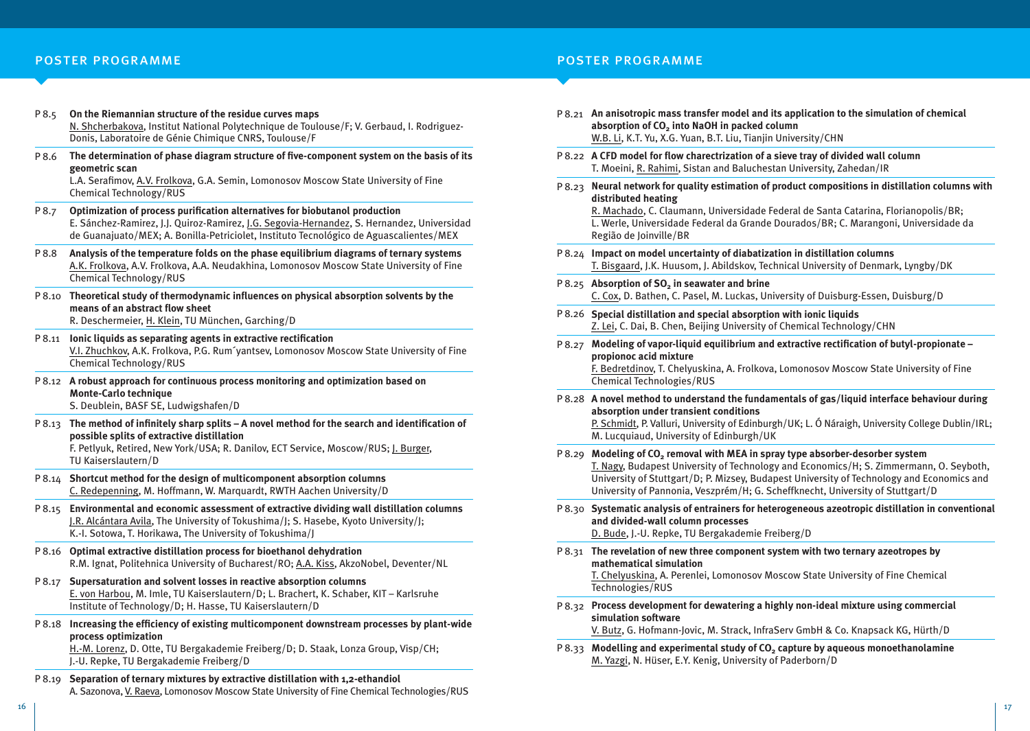## POSTER PROGRAMME

**P 8.5 On the Riemannian structure of the residue curves maps**
N. Shcherbakova, Institut National Polytechnique de Toulouse/F; V. Gerbaud, I. Rodriguez-Donis, Laboratoire de Génie Chimique CNRS, Toulouse/F

**P 8.6 The determination of phase diagram structure of five-component system on the basis of its geometric scan**
L.A. Serafimov, A.V. Frolkova, G.A. Semin, Lomonosov Moscow State University of Fine Chemical Technology/RUS

**P 8.7 Optimization of process purification alternatives for biobutanol production**
E. Sánchez-Ramirez, J.J. Quiroz-Ramirez, J.G. Segovia-Hernandez, S. Hernandez, Universidad de Guanajuato/MEX; A. Bonilla-Petriciolet, Instituto Tecnológico de Aguascalientes/MEX

**P 8.8 Analysis of the temperature folds on the phase equilibrium diagrams of ternary systems**
A.K. Frolkova, A.V. Frolkova, A.A. Neudakhina, Lomonosov Moscow State University of Fine Chemical Technology/RUS

**P 8.10 Theoretical study of thermodynamic influences on physical absorption solvents by the means of an abstract flow sheet**
R. Deschermeier, H. Klein, TU München, Garching/D

**P 8.11 Ionic liquids as separating agents in extractive rectification**
V.I. Zhuchkov, A.K. Frolkova, P.G. Rum´yantsev, Lomonosov Moscow State University of Fine Chemical Technology/RUS

**P 8.12 A robust approach for continuous process monitoring and optimization based on Monte-Carlo technique**
S. Deublein, BASF SE, Ludwigshafen/D

**P 8.13 The method of infinitely sharp splits – A novel method for the search and identification of possible splits of extractive distillation**
F. Petlyuk, Retired, New York/USA; R. Danilov, ECT Service, Moscow/RUS; J. Burger, TU Kaiserslautern/D

**P 8.14 Shortcut method for the design of multicomponent absorption columns**
C. Redepenning, M. Hoffmann, W. Marquardt, RWTH Aachen University/D

**P 8.15 Environmental and economic assessment of extractive dividing wall distillation columns**
J.R. Alcántara Avila, The University of Tokushima/J; S. Hasebe, Kyoto University/J; K.-I. Sotowa, T. Horikawa, The University of Tokushima/J

**P 8.16 Optimal extractive distillation process for bioethanol dehydration**
R.M. Ignat, Politehnica University of Bucharest/RO; A.A. Kiss, AkzoNobel, Deventer/NL

**P 8.17 Supersaturation and solvent losses in reactive absorption columns**
E. von Harbou, M. Imle, TU Kaiserslautern/D; L. Brachert, K. Schaber, KIT – Karlsruhe Institute of Technology/D; H. Hasse, TU Kaiserslautern/D

**P 8.18 Increasing the efficiency of existing multicomponent downstream processes by plant-wide process optimization**
H.-M. Lorenz, D. Otte, TU Bergakademie Freiberg/D; D. Staak, Lonza Group, Visp/CH; J.-U. Repke, TU Bergakademie Freiberg/D

**P 8.19 Separation of ternary mixtures by extractive distillation with 1,2-ethandiol**
A. Sazonova, V. Raeva, Lomonosov Moscow State University of Fine Chemical Technologies/RUS

**P 8.21 An anisotropic mass transfer model and its application to the simulation of chemical absorption of $CO_2$ into NaOH in packed column**
W.B. Li, K.T. Yu, X.G. Yuan, B.T. Liu, Tianjin University/CHN

**P 8.22 A CFD model for flow charectrization of a sieve tray of divided wall column**
T. Moeini, R. Rahimi, Sistan and Baluchestan University, Zahedan/IR

**P 8.23 Neural network for quality estimation of product compositions in distillation columns with distributed heating**
R. Machado, C. Claumann, Universidade Federal de Santa Catarina, Florianopolis/BR; L. Werle, Universidade Federal da Grande Dourados/BR; C. Marangoni, Universidade da Região de Joinville/BR

**P 8.24 Impact on model uncertainty of diabatization in distillation columns**
T. Bisgaard, J.K. Huusom, J. Abildskov, Technical University of Denmark, Lyngby/DK

**P 8.25 Absorption of $SO_2$ in seawater and brine**
C. Cox, D. Bathen, C. Pasel, M. Luckas, University of Duisburg-Essen, Duisburg/D

**P 8.26 Special distillation and special absorption with ionic liquids**
Z. Lei, C. Dai, B. Chen, Beijing University of Chemical Technology/CHN

**P 8.27 Modeling of vapor-liquid equilibrium and extractive rectification of butyl-propionate – propionoc acid mixture**
F. Bedretdinov, T. Chelyuskina, A. Frolkova, Lomonosov Moscow State University of Fine Chemical Technologies/RUS

**P 8.28 A novel method to understand the fundamentals of gas/liquid interface behaviour during absorption under transient conditions**
P. Schmidt, P. Valluri, University of Edinburgh/UK; L. Ó Náraigh, University College Dublin/IRL; M. Lucquiaud, University of Edinburgh/UK

**P 8.29 Modeling of $CO_2$ removal with MEA in spray type absorber-desorber system**
T. Nagy, Budapest University of Technology and Economics/H; S. Zimmermann, O. Seyboth, University of Stuttgart/D; P. Mizsey, Budapest University of Technology and Economics and University of Pannonia, Veszprém/H; G. Scheffknecht, University of Stuttgart/D

**P 8.30 Systematic analysis of entrainers for heterogeneous azeotropic distillation in conventional and divided-wall column processes**
D. Bude, J.-U. Repke, TU Bergakademie Freiberg/D

**P 8.31 The revelation of new three component system with two ternary azeotropes by mathematical simulation**
T. Chelyuskina, A. Perenlei, Lomonosov Moscow State University of Fine Chemical Technologies/RUS

**P 8.32 Process development for dewatering a highly non-ideal mixture using commercial simulation software**
V. Butz, G. Hofmann-Jovic, M. Strack, InfraServ GmbH & Co. Knapsack KG, Hürth/D

**P 8.33 Modelling and experimental study of $CO_2$ capture by aqueous monoethanolamine**
M. Yazgi, N. Hüser, E.Y. Kenig, University of Paderborn/D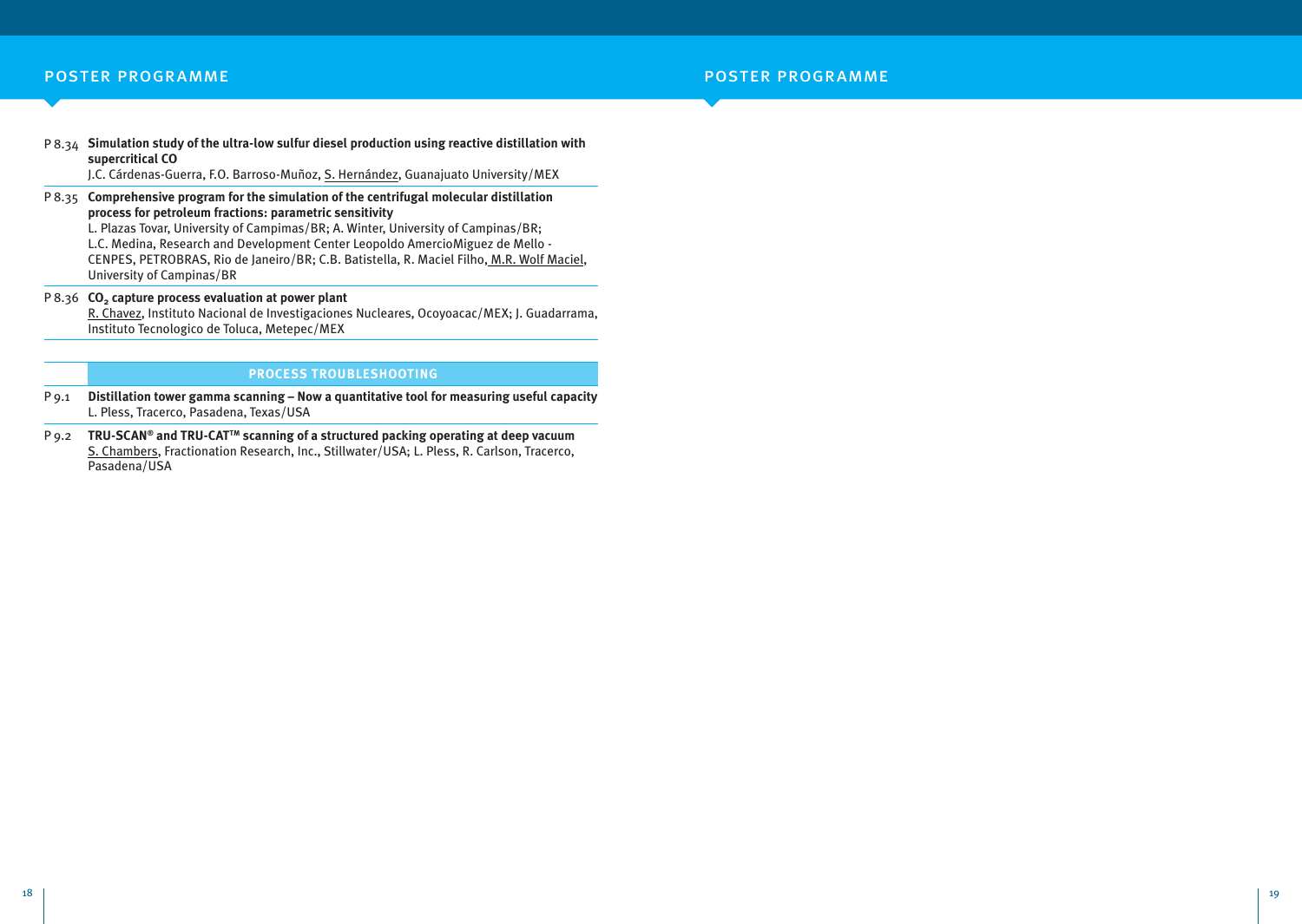P 8.34 **Simulation study of the ultra-low sulfur diesel production using reactive distillation with supercritical CO**
J.C. Cárdenas-Guerra, F.O. Barroso-Muñoz, S. Hernández, Guanajuato University/MEX

P 8.35 **Comprehensive program for the simulation of the centrifugal molecular distillation process for petroleum fractions: parametric sensitivity**
L. Plazas Tovar, University of Campimas/BR; A. Winter, University of Campinas/BR; L.C. Medina, Research and Development Center Leopoldo AmercioMiguez de Mello - CENPES, PETROBRAS, Rio de Janeiro/BR; C.B. Batistella, R. Maciel Filho, M.R. Wolf Maciel, University of Campinas/BR

P 8.36 **$CO_2$ capture process evaluation at power plant**
R. Chavez, Instituto Nacional de Investigaciones Nucleares, Ocoyoacac/MEX; J. Guadarrama, Instituto Tecnologico de Toluca, Metepec/MEX

## PROCESS TROUBLESHOOTING

P 9.1 **Distillation tower gamma scanning – Now a quantitative tool for measuring useful capacity**
L. Pless, Tracerco, Pasadena, Texas/USA

P 9.2 **TRU-SCAN® and TRU-CAT™ scanning of a structured packing operating at deep vacuum**
S. Chambers, Fractionation Research, Inc., Stillwater/USA; L. Pless, R. Carlson, Tracerco, Pasadena/USA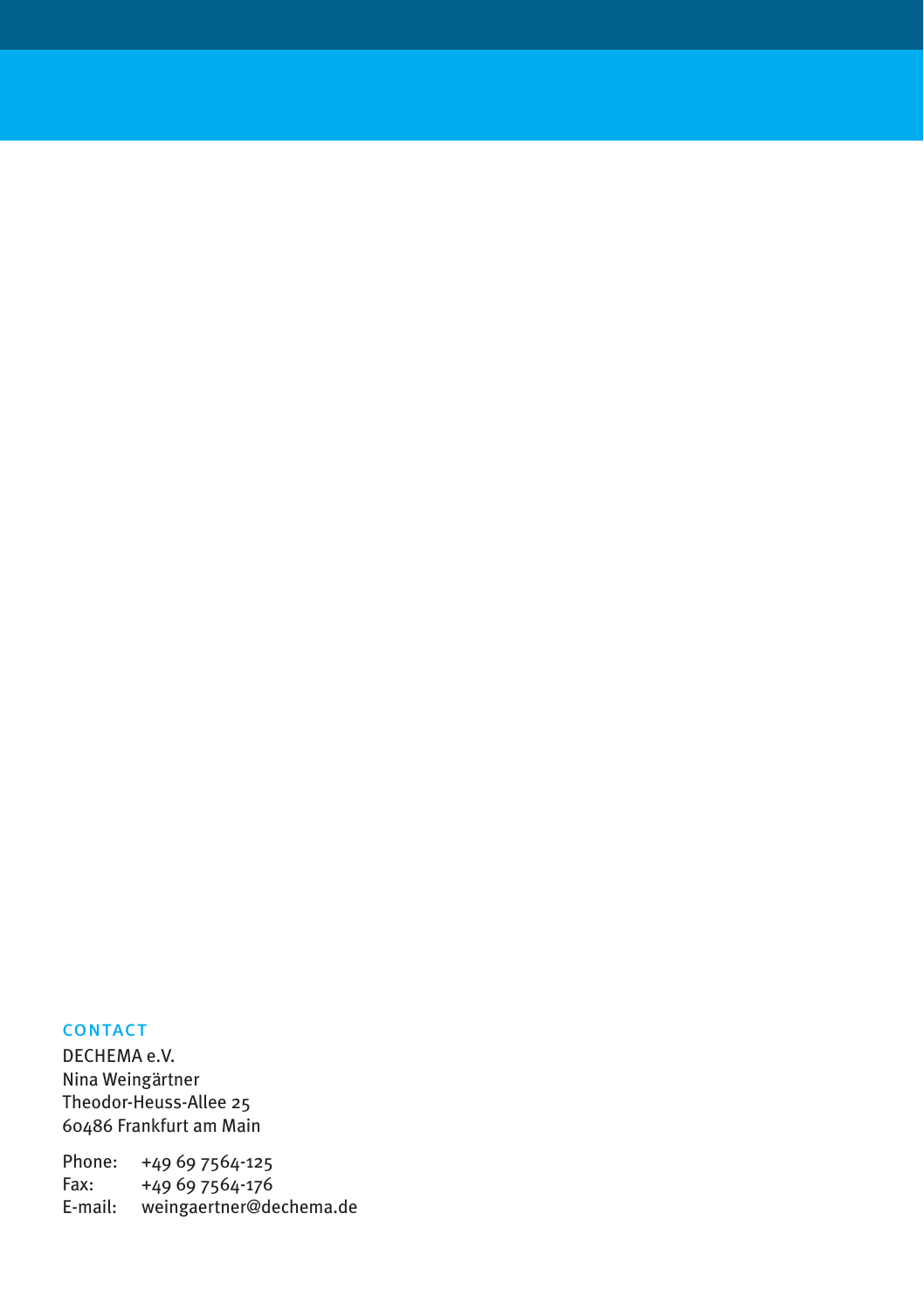## CONTACT

DECHEMA e.V.
Nina Weingärtner
Theodor-Heuss-Allee 25
60486 Frankfurt am Main

Phone: +49 69 7564-125
Fax: +49 69 7564-176
E-mail: weingaertner@dechema.de